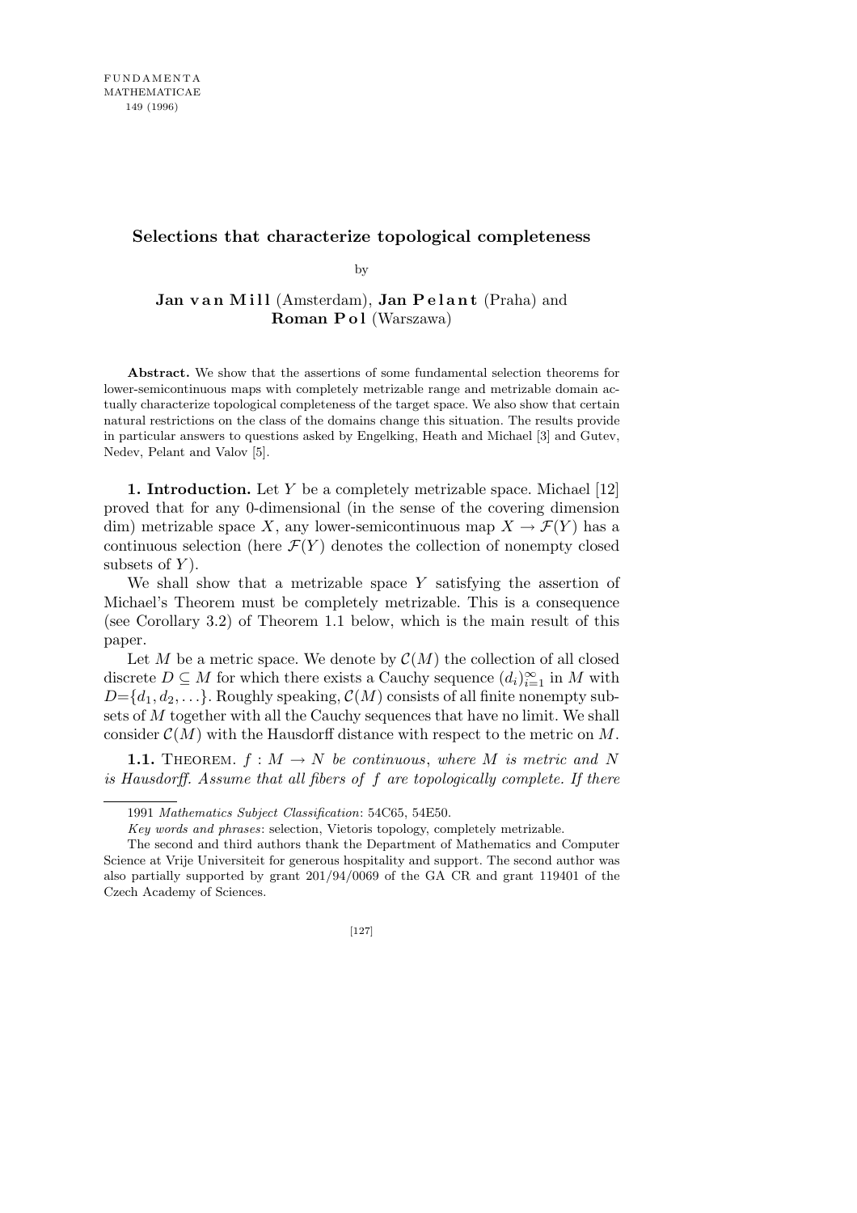# Selections that characterize topological completeness

by

**Jan van Mill** (Amsterdam), **Jan Pelant** (Praha) and **Roman Pol** (Warszawa)

**Abstract.** We show that the assertions of some fundamental selection theorems for lower-semicontinuous maps with completely metrizable range and metrizable domain actually characterize topological completeness of the target space. We also show that certain natural restrictions on the class of the domains change this situation. The results provide in particular answers to questions asked by Engelking, Heath and Michael [3] and Gutev, Nedev, Pelant and Valov [5].

**1. Introduction.** Let $Y$ be a completely metrizable space. Michael [12] proved that for any 0-dimensional (in the sense of the covering dimension dim) metrizable space $X$, any lower-semicontinuous map $X \to \mathcal{F}(Y)$ has a continuous selection (here $\mathcal{F}(Y)$ denotes the collection of nonempty closed subsets of $Y$).

We shall show that a metrizable space $Y$ satisfying the assertion of Michael's Theorem must be completely metrizable. This is a consequence (see Corollary 3.2) of Theorem 1.1 below, which is the main result of this paper.

Let $M$ be a metric space. We denote by $\mathcal{C}(M)$ the collection of all closed discrete $D \subseteq M$ for which there exists a Cauchy sequence $(d_i)_{i=1}^{\infty}$ in $M$ with $D = \{d_1, d_2, \ldots\}$. Roughly speaking, $\mathcal{C}(M)$ consists of all finite nonempty subsets of $M$ together with all the Cauchy sequences that have no limit. We shall consider $\mathcal{C}(M)$ with the Hausdorff distance with respect to the metric on $M$.

**1.1.** Theorem. *$f : M \to N$ be continuous, where $M$ is metric and $N$ is Hausdorff. Assume that all fibers of $f$ are topologically complete. If there*

---

1991 *Mathematics Subject Classification*: 54C65, 54E50.

*Key words and phrases*: selection, Vietoris topology, completely metrizable.

The second and third authors thank the Department of Mathematics and Computer Science at Vrije Universiteit for generous hospitality and support. The second author was also partially supported by grant 201/94/0069 of the GA CR and grant 119401 of the Czech Academy of Sciences.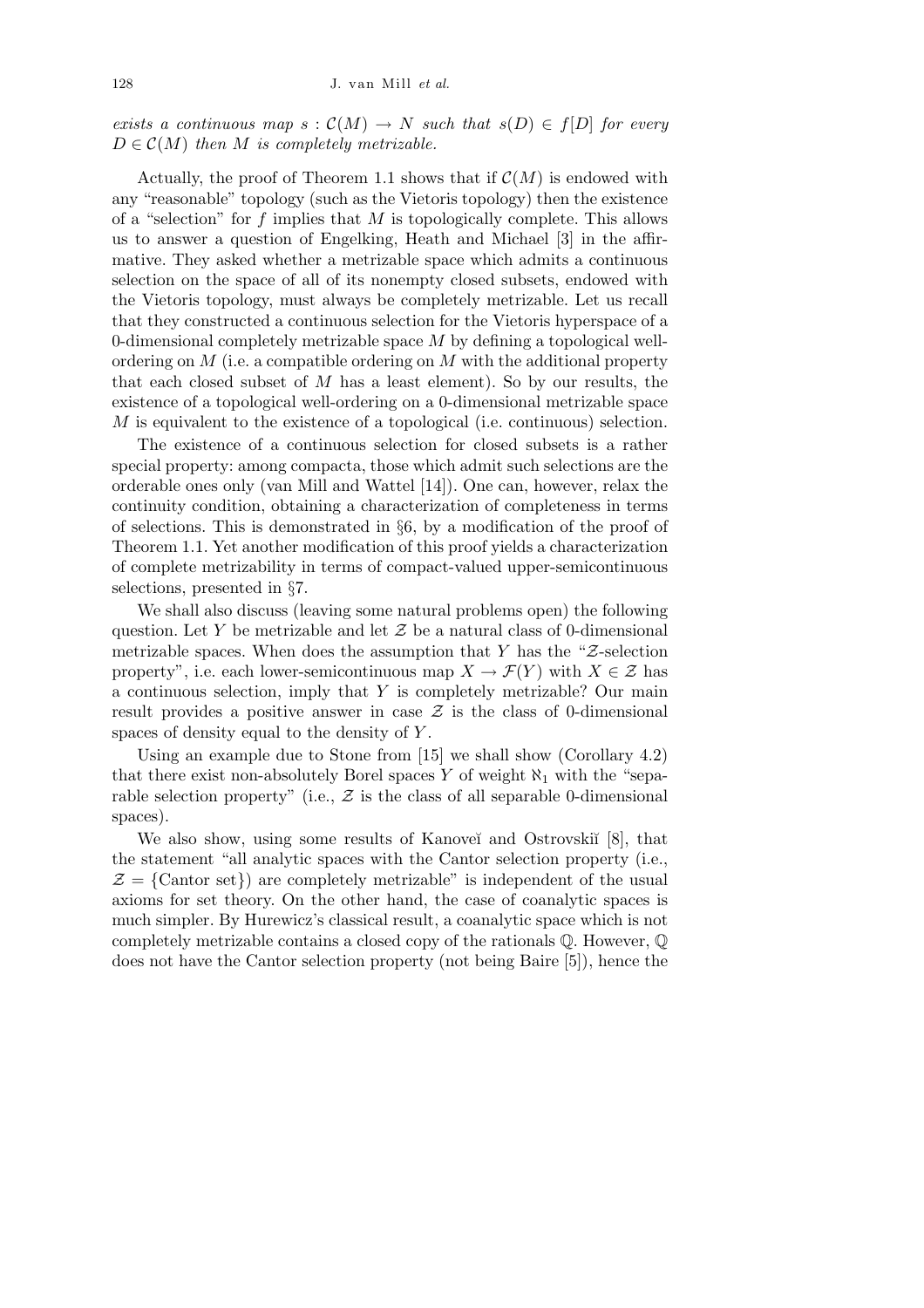*exists a continuous map $s : \mathcal{C}(M) \to N$ such that $s(D) \in f[D]$ for every $D \in \mathcal{C}(M)$ then $M$ is completely metrizable.*

Actually, the proof of Theorem 1.1 shows that if $\mathcal{C}(M)$ is endowed with any "reasonable" topology (such as the Vietoris topology) then the existence of a "selection" for $f$ implies that $M$ is topologically complete. This allows us to answer a question of Engelking, Heath and Michael [3] in the affirmative. They asked whether a metrizable space which admits a continuous selection on the space of all of its nonempty closed subsets, endowed with the Vietoris topology, must always be completely metrizable. Let us recall that they constructed a continuous selection for the Vietoris hyperspace of a 0-dimensional completely metrizable space $M$ by defining a topological well-ordering on $M$ (i.e. a compatible ordering on $M$ with the additional property that each closed subset of $M$ has a least element). So by our results, the existence of a topological well-ordering on a 0-dimensional metrizable space $M$ is equivalent to the existence of a topological (i.e. continuous) selection.

The existence of a continuous selection for closed subsets is a rather special property: among compacta, those which admit such selections are the orderable ones only (van Mill and Wattel [14]). One can, however, relax the continuity condition, obtaining a characterization of completeness in terms of selections. This is demonstrated in §6, by a modification of the proof of Theorem 1.1. Yet another modification of this proof yields a characterization of complete metrizability in terms of compact-valued upper-semicontinuous selections, presented in §7.

We shall also discuss (leaving some natural problems open) the following question. Let $Y$ be metrizable and let $\mathcal{Z}$ be a natural class of 0-dimensional metrizable spaces. When does the assumption that $Y$ has the "$\mathcal{Z}$-selection property", i.e. each lower-semicontinuous map $X \to \mathcal{F}(Y)$ with $X \in \mathcal{Z}$ has a continuous selection, imply that $Y$ is completely metrizable? Our main result provides a positive answer in case $\mathcal{Z}$ is the class of 0-dimensional spaces of density equal to the density of $Y$.

Using an example due to Stone from [15] we shall show (Corollary 4.2) that there exist non-absolutely Borel spaces $Y$ of weight $\aleph_1$ with the "separable selection property" (i.e., $\mathcal{Z}$ is the class of all separable 0-dimensional spaces).

We also show, using some results of Kanoveĭ and Ostrovskiĭ [8], that the statement "all analytic spaces with the Cantor selection property (i.e., $\mathcal{Z} = \{\text{Cantor set}\}$) are completely metrizable" is independent of the usual axioms for set theory. On the other hand, the case of coanalytic spaces is much simpler. By Hurewicz's classical result, a coanalytic space which is not completely metrizable contains a closed copy of the rationals $\mathbb{Q}$. However, $\mathbb{Q}$ does not have the Cantor selection property (not being Baire [5]), hence the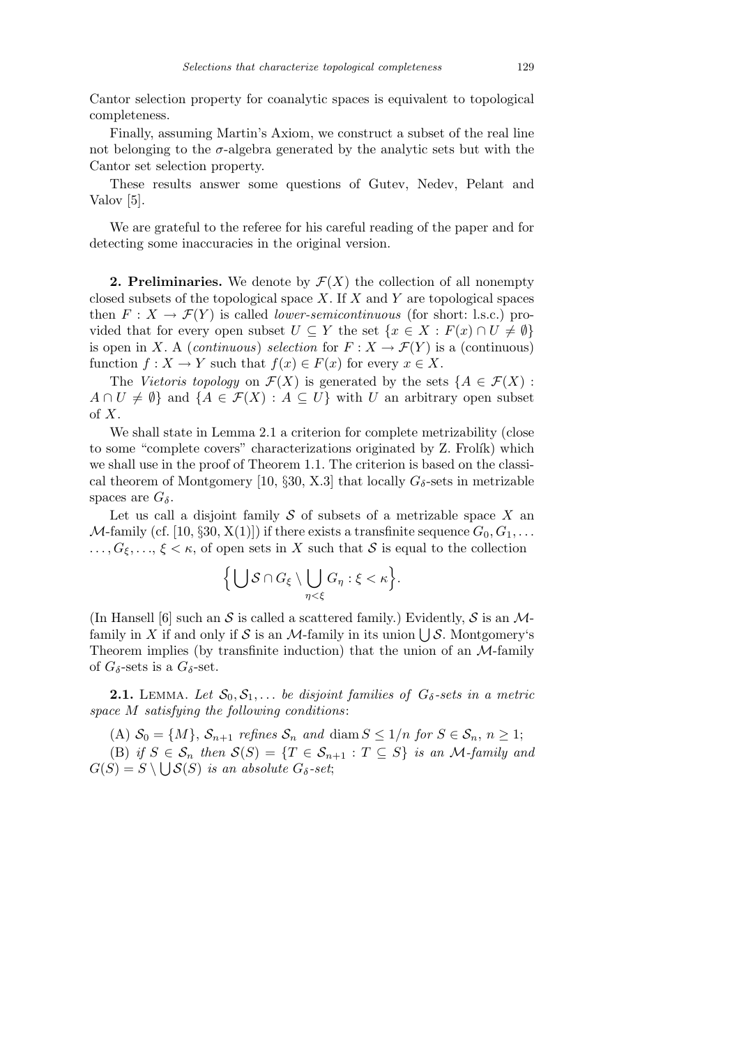Cantor selection property for coanalytic spaces is equivalent to topological completeness.

Finally, assuming Martin's Axiom, we construct a subset of the real line not belonging to the $\sigma$-algebra generated by the analytic sets but with the Cantor set selection property.

These results answer some questions of Gutev, Nedev, Pelant and Valov [5].

We are grateful to the referee for his careful reading of the paper and for detecting some inaccuracies in the original version.

**2. Preliminaries.** We denote by $\mathcal{F}(X)$ the collection of all nonempty closed subsets of the topological space $X$. If $X$ and $Y$ are topological spaces then $F : X \to \mathcal{F}(Y)$ is called *lower-semicontinuous* (for short: l.s.c.) provided that for every open subset $U \subseteq Y$ the set $\{x \in X : F(x) \cap U \neq \emptyset\}$ is open in $X$. A (*continuous*) *selection* for $F : X \to \mathcal{F}(Y)$ is a (continuous) function $f : X \to Y$ such that $f(x) \in F(x)$ for every $x \in X$.

The *Vietoris topology* on $\mathcal{F}(X)$ is generated by the sets $\{A \in \mathcal{F}(X) : A \cap U \neq \emptyset\}$ and $\{A \in \mathcal{F}(X) : A \subseteq U\}$ with $U$ an arbitrary open subset of $X$.

We shall state in Lemma 2.1 a criterion for complete metrizability (close to some "complete covers" characterizations originated by Z. Frolík) which we shall use in the proof of Theorem 1.1. The criterion is based on the classical theorem of Montgomery [10, §30, X.3] that locally $G_\delta$-sets in metrizable spaces are $G_\delta$.

Let us call a disjoint family $\mathcal{S}$ of subsets of a metrizable space $X$ an $\mathcal{M}$-family (cf. [10, §30, X(1)]) if there exists a transfinite sequence $G_0, G_1, \ldots$ $\ldots, G_\xi, \ldots, \xi < \kappa$, of open sets in $X$ such that $\mathcal{S}$ is equal to the collection

$$\Big\{ \bigcup \mathcal{S} \cap G_\xi \setminus \bigcup_{\eta<\xi} G_\eta : \xi < \kappa \Big\}.$$

(In Hansell [6] such an $\mathcal{S}$ is called a scattered family.) Evidently, $\mathcal{S}$ is an $\mathcal{M}$-family in $X$ if and only if $\mathcal{S}$ is an $\mathcal{M}$-family in its union $\bigcup \mathcal{S}$. Montgomery's Theorem implies (by transfinite induction) that the union of an $\mathcal{M}$-family of $G_\delta$-sets is a $G_\delta$-set.

**2.1.** Lemma. *Let $\mathcal{S}_0, \mathcal{S}_1, \ldots$ be disjoint families of $G_\delta$-sets in a metric space $M$ satisfying the following conditions*:

(A) $\mathcal{S}_0 = \{M\}$, *$\mathcal{S}_{n+1}$ refines $\mathcal{S}_n$ and* $\operatorname{diam} S \leq 1/n$ *for* $S \in \mathcal{S}_n$, $n \geq 1$;

(B) *if $S \in \mathcal{S}_n$ then $\mathcal{S}(S) = \{T \in \mathcal{S}_{n+1} : T \subseteq S\}$ is an $\mathcal{M}$-family and $G(S) = S \setminus \bigcup \mathcal{S}(S)$ is an absolute $G_\delta$-set*;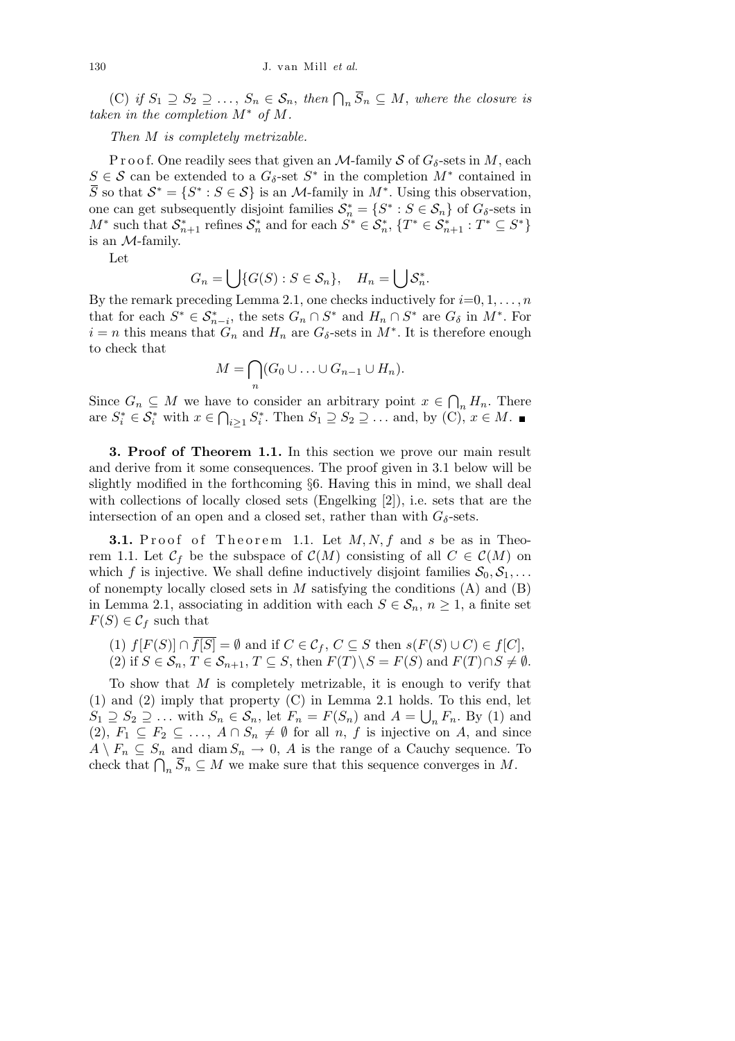(C) *if* $S_1 \supseteq S_2 \supseteq \ldots$, $S_n \in \mathcal{S}_n$, *then* $\bigcap_n \overline{S}_n \subseteq M$, *where the closure is taken in the completion* $M^*$ *of* $M$.

*Then* $M$ *is completely metrizable.*

Proof. One readily sees that given an $\mathcal{M}$-family $\mathcal{S}$ of $G_\delta$-sets in $M$, each $S \in \mathcal{S}$ can be extended to a $G_\delta$-set $S^*$ in the completion $M^*$ contained in $\overline{S}$ so that $\mathcal{S}^* = \{S^* : S \in \mathcal{S}\}$ is an $\mathcal{M}$-family in $M^*$. Using this observation, one can get subsequently disjoint families $\mathcal{S}_n^* = \{S^* : S \in \mathcal{S}_n\}$ of $G_\delta$-sets in $M^*$ such that $\mathcal{S}_{n+1}^*$ refines $\mathcal{S}_n^*$ and for each $S^* \in \mathcal{S}_n^*$, $\{T^* \in \mathcal{S}_{n+1}^* : T^* \subseteq S^*\}$ is an $\mathcal{M}$-family.

Let

$$G_n = \bigcup \{G(S) : S \in \mathcal{S}_n\}, \quad H_n = \bigcup \mathcal{S}_n^*.$$

By the remark preceding Lemma 2.1, one checks inductively for $i=0,1,\ldots,n$ that for each $S^* \in \mathcal{S}_{n-i}^*$, the sets $G_n \cap S^*$ and $H_n \cap S^*$ are $G_\delta$ in $M^*$. For $i = n$ this means that $G_n$ and $H_n$ are $G_\delta$-sets in $M^*$. It is therefore enough to check that

$$M = \bigcap_n (G_0 \cup \ldots \cup G_{n-1} \cup H_n).$$

Since $G_n \subseteq M$ we have to consider an arbitrary point $x \in \bigcap_n H_n$. There are $S_i^* \in \mathcal{S}_i^*$ with $x \in \bigcap_{i\geq 1} S_i^*$. Then $S_1 \supseteq S_2 \supseteq \ldots$ and, by (C), $x \in M$. ∎

**3. Proof of Theorem 1.1.** In this section we prove our main result and derive from it some consequences. The proof given in 3.1 below will be slightly modified in the forthcoming §6. Having this in mind, we shall deal with collections of locally closed sets (Engelking [2]), i.e. sets that are the intersection of an open and a closed set, rather than with $G_\delta$-sets.

**3.1.** Proof of Theorem 1.1. Let $M, N, f$ and $s$ be as in Theorem 1.1. Let $\mathcal{C}_f$ be the subspace of $\mathcal{C}(M)$ consisting of all $C \in \mathcal{C}(M)$ on which $f$ is injective. We shall define inductively disjoint families $\mathcal{S}_0, \mathcal{S}_1, \ldots$ of nonempty locally closed sets in $M$ satisfying the conditions (A) and (B) in Lemma 2.1, associating in addition with each $S \in \mathcal{S}_n$, $n \geq 1$, a finite set $F(S) \in \mathcal{C}_f$ such that

(1) $f[F(S)] \cap \overline{f[S]} = \emptyset$ and if $C \in \mathcal{C}_f$, $C \subseteq S$ then $s(F(S) \cup C) \in f[C]$,
(2) if $S \in \mathcal{S}_n$, $T \in \mathcal{S}_{n+1}$, $T \subseteq S$, then $F(T) \setminus S = F(S)$ and $F(T) \cap S \neq \emptyset$.

To show that $M$ is completely metrizable, it is enough to verify that (1) and (2) imply that property (C) in Lemma 2.1 holds. To this end, let $S_1 \supseteq S_2 \supseteq \ldots$ with $S_n \in \mathcal{S}_n$, let $F_n = F(S_n)$ and $A = \bigcup_n F_n$. By (1) and (2), $F_1 \subseteq F_2 \subseteq \ldots$, $A \cap S_n \neq \emptyset$ for all $n$, $f$ is injective on $A$, and since $A \setminus F_n \subseteq S_n$ and $\operatorname{diam} S_n \to 0$, $A$ is the range of a Cauchy sequence. To check that $\bigcap_n \overline{S}_n \subseteq M$ we make sure that this sequence converges in $M$.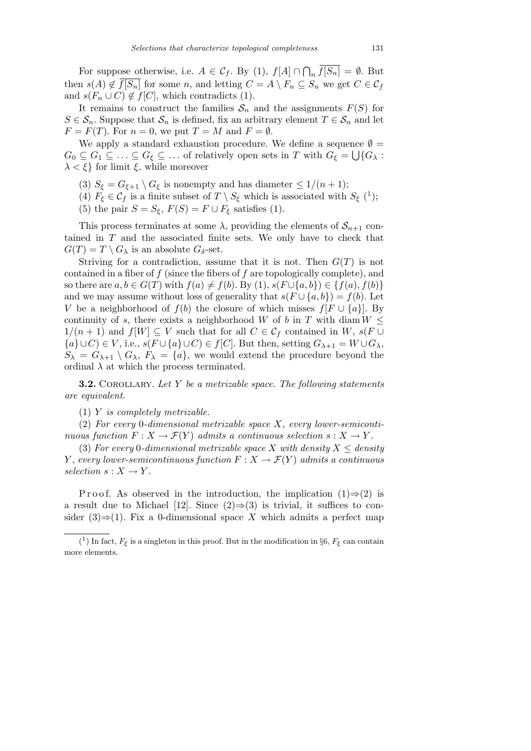For suppose otherwise, i.e. $A \in \mathcal{C}_f$. By (1), $f[A] \cap \bigcap_n \overline{f[S_n]} = \emptyset$. But then $s(A) \notin \overline{f[S_n]}$ for some $n$, and letting $C = A \setminus F_n \subseteq S_n$ we get $C \in \mathcal{C}_f$ and $s(F_n \cup C) \notin f[C]$, which contradicts (1).

It remains to construct the families $\mathcal{S}_n$ and the assignments $F(S)$ for $S \in \mathcal{S}_n$. Suppose that $\mathcal{S}_n$ is defined, fix an arbitrary element $T \in \mathcal{S}_n$ and let $F = F(T)$. For $n = 0$, we put $T = M$ and $F = \emptyset$.

We apply a standard exhaustion procedure. We define a sequence $\emptyset = G_0 \subseteq G_1 \subseteq \ldots \subseteq G_\xi \subseteq \ldots$ of relatively open sets in $T$ with $G_\xi = \bigcup\{G_\lambda : \lambda < \xi\}$ for limit $\xi$, while moreover

(3) $S_\xi = G_{\xi+1} \setminus G_\xi$ is nonempty and has diameter $\leq 1/(n+1)$;

(4) $F_\xi \in \mathcal{C}_f$ is a finite subset of $T \setminus S_\xi$ which is associated with $S_\xi$ [1];

(5) the pair $S = S_\xi$, $F(S) = F \cup F_\xi$ satisfies (1).

This process terminates at some $\lambda$, providing the elements of $\mathcal{S}_{n+1}$ contained in $T$ and the associated finite sets. We only have to check that $G(T) = T \setminus G_\lambda$ is an absolute $G_\delta$-set.

Striving for a contradiction, assume that it is not. Then $G(T)$ is not contained in a fiber of $f$ (since the fibers of $f$ are topologically complete), and so there are $a, b \in G(T)$ with $f(a) \neq f(b)$. By (1), $s(F \cup \{a, b\}) \in \{f(a), f(b)\}$ and we may assume without loss of generality that $s(F \cup \{a, b\}) = f(b)$. Let $V$ be a neighborhood of $f(b)$ the closure of which misses $f[F \cup \{a\}]$. By continuity of $s$, there exists a neighborhood $W$ of $b$ in $T$ with $\operatorname{diam} W \leq 1/(n+1)$ and $f[W] \subseteq V$ such that for all $C \in \mathcal{C}_f$ contained in $W$, $s(F \cup \{a\} \cup C) \in V$, i.e., $s(F \cup \{a\} \cup C) \in f[C]$. But then, setting $G_{\lambda+1} = W \cup G_\lambda$, $S_\lambda = G_{\lambda+1} \setminus G_\lambda$, $F_\lambda = \{a\}$, we would extend the procedure beyond the ordinal $\lambda$ at which the process terminated.

**3.2.** Corollary. *Let $Y$ be a metrizable space. The following statements are equivalent.*

(1) *$Y$ is completely metrizable.*

(2) *For every 0-dimensional metrizable space $X$, every lower-semicontinuous function $F : X \to \mathcal{F}(Y)$ admits a continuous selection $s : X \to Y$.*

(3) *For every 0-dimensional metrizable space $X$ with density $X \leq$ density $Y$, every lower-semicontinuous function $F : X \to \mathcal{F}(Y)$ admits a continuous selection $s : X \to Y$.*

Proof. As observed in the introduction, the implication (1)⇒(2) is a result due to Michael [12]. Since (2)⇒(3) is trivial, it suffices to consider (3)⇒(1). Fix a 0-dimensional space $X$ which admits a perfect map

---

[1] In fact, $F_\xi$ is a singleton in this proof. But in the modification in §6, $F_\xi$ can contain more elements.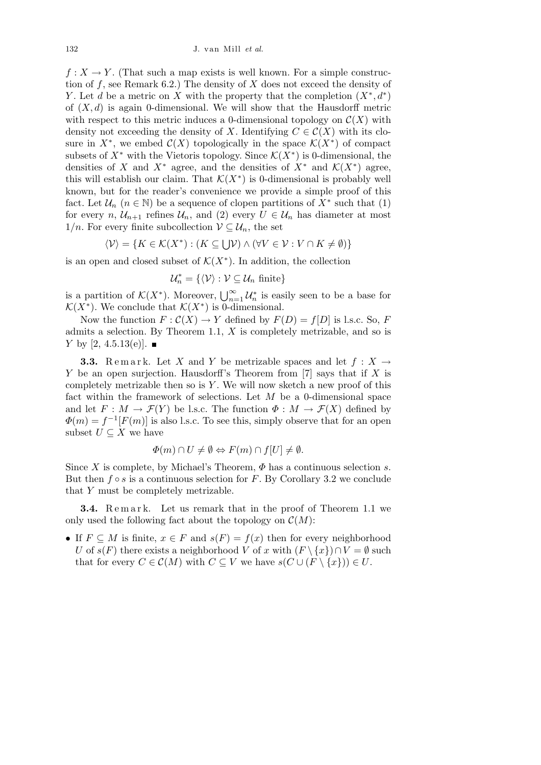$f : X \to Y$. (That such a map exists is well known. For a simple construction of $f$, see Remark 6.2.) The density of $X$ does not exceed the density of $Y$. Let $d$ be a metric on $X$ with the property that the completion $(X^*, d^*)$ of $(X, d)$ is again 0-dimensional. We will show that the Hausdorff metric with respect to this metric induces a 0-dimensional topology on $\mathcal{C}(X)$ with density not exceeding the density of $X$. Identifying $C \in \mathcal{C}(X)$ with its closure in $X^*$, we embed $\mathcal{C}(X)$ topologically in the space $\mathcal{K}(X^*)$ of compact subsets of $X^*$ with the Vietoris topology. Since $\mathcal{K}(X^*)$ is 0-dimensional, the densities of $X$ and $X^*$ agree, and the densities of $X^*$ and $\mathcal{K}(X^*)$ agree, this will establish our claim. That $\mathcal{K}(X^*)$ is 0-dimensional is probably well known, but for the reader's convenience we provide a simple proof of this fact. Let $\mathcal{U}_n$ ($n \in \mathbb{N}$) be a sequence of clopen partitions of $X^*$ such that (1) for every $n$, $\mathcal{U}_{n+1}$ refines $\mathcal{U}_n$, and (2) every $U \in \mathcal{U}_n$ has diameter at most $1/n$. For every finite subcollection $\mathcal{V} \subseteq \mathcal{U}_n$, the set

$$\langle \mathcal{V} \rangle = \{K \in \mathcal{K}(X^*) : (K \subseteq \bigcup \mathcal{V}) \wedge (\forall V \in \mathcal{V} : V \cap K \neq \emptyset)\}$$

is an open and closed subset of $\mathcal{K}(X^*)$. In addition, the collection

$$\mathcal{U}_n^* = \{\langle \mathcal{V} \rangle : \mathcal{V} \subseteq \mathcal{U}_n \text{ finite}\}$$

is a partition of $\mathcal{K}(X^*)$. Moreover, $\bigcup_{n=1}^{\infty} \mathcal{U}_n^*$ is easily seen to be a base for $\mathcal{K}(X^*)$. We conclude that $\mathcal{K}(X^*)$ is 0-dimensional.

Now the function $F : \mathcal{C}(X) \to Y$ defined by $F(D) = f[D]$ is l.s.c. So, $F$ admits a selection. By Theorem 1.1, $X$ is completely metrizable, and so is $Y$ by [2, 4.5.13(e)]. ■

**3.3.** Remark. Let $X$ and $Y$ be metrizable spaces and let $f : X \to Y$ be an open surjection. Hausdorff's Theorem from [7] says that if $X$ is completely metrizable then so is $Y$. We will now sketch a new proof of this fact within the framework of selections. Let $M$ be a 0-dimensional space and let $F : M \to \mathcal{F}(Y)$ be l.s.c. The function $\Phi : M \to \mathcal{F}(X)$ defined by $\Phi(m) = f^{-1}[F(m)]$ is also l.s.c. To see this, simply observe that for an open subset $U \subseteq X$ we have

$$\Phi(m) \cap U \neq \emptyset \Leftrightarrow F(m) \cap f[U] \neq \emptyset.$$

Since $X$ is complete, by Michael's Theorem, $\Phi$ has a continuous selection $s$. But then $f \circ s$ is a continuous selection for $F$. By Corollary 3.2 we conclude that $Y$ must be completely metrizable.

**3.4.** Remark. Let us remark that in the proof of Theorem 1.1 we only used the following fact about the topology on $\mathcal{C}(M)$:

- If $F \subseteq M$ is finite, $x \in F$ and $s(F) = f(x)$ then for every neighborhood $U$ of $s(F)$ there exists a neighborhood $V$ of $x$ with $(F \setminus \{x\}) \cap V = \emptyset$ such that for every $C \in \mathcal{C}(M)$ with $C \subseteq V$ we have $s(C \cup (F \setminus \{x\})) \in U$.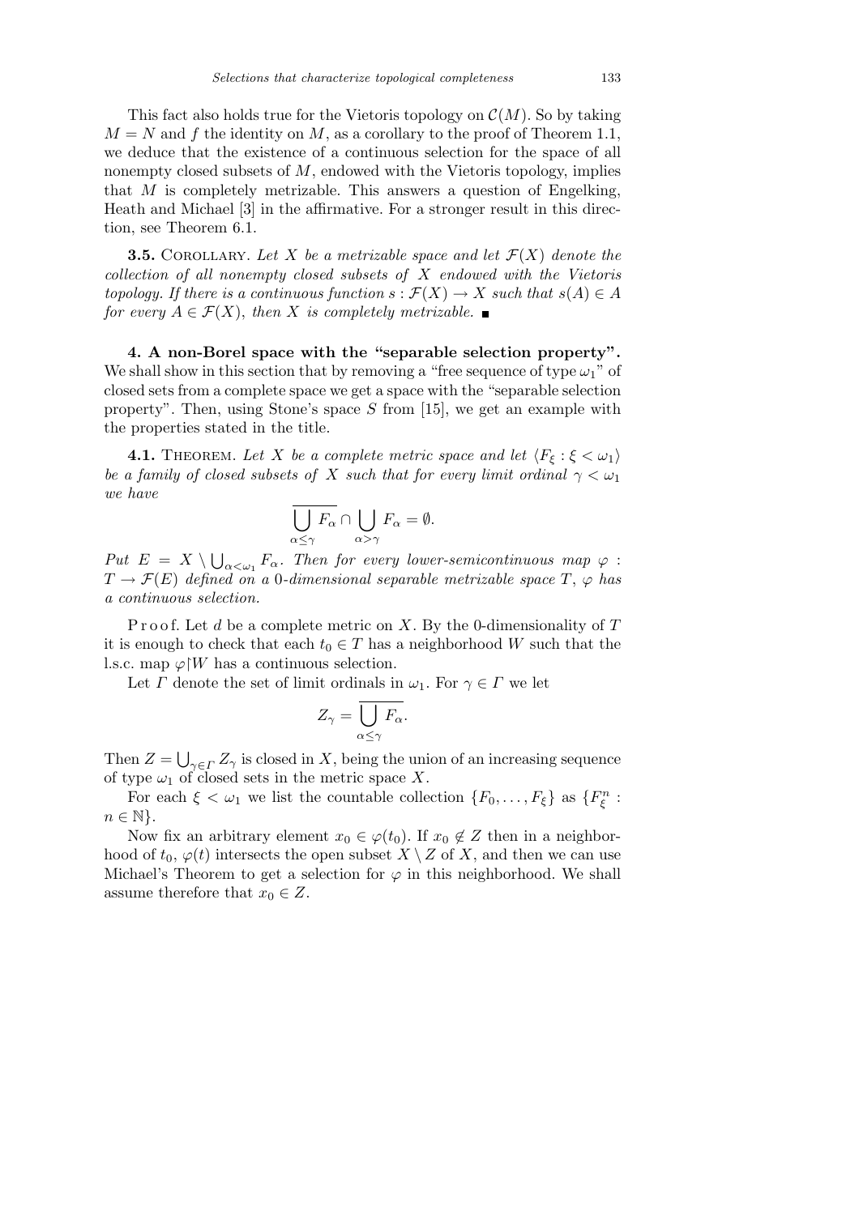This fact also holds true for the Vietoris topology on $\mathcal{C}(M)$. So by taking $M = N$ and $f$ the identity on $M$, as a corollary to the proof of Theorem 1.1, we deduce that the existence of a continuous selection for the space of all nonempty closed subsets of $M$, endowed with the Vietoris topology, implies that $M$ is completely metrizable. This answers a question of Engelking, Heath and Michael [3] in the affirmative. For a stronger result in this direction, see Theorem 6.1.

**3.5.** Corollary. *Let $X$ be a metrizable space and let $\mathcal{F}(X)$ denote the collection of all nonempty closed subsets of $X$ endowed with the Vietoris topology. If there is a continuous function $s : \mathcal{F}(X) \to X$ such that $s(A) \in A$ for every $A \in \mathcal{F}(X)$, then $X$ is completely metrizable.* ∎

**4. A non-Borel space with the "separable selection property".** We shall show in this section that by removing a "free sequence of type $\omega_1$" of closed sets from a complete space we get a space with the "separable selection property". Then, using Stone's space $S$ from [15], we get an example with the properties stated in the title.

**4.1.** Theorem. *Let $X$ be a complete metric space and let $\langle F_\xi : \xi < \omega_1 \rangle$ be a family of closed subsets of $X$ such that for every limit ordinal $\gamma < \omega_1$ we have*

$$\overline{\bigcup_{\alpha \le \gamma} F_\alpha} \cap \bigcup_{\alpha > \gamma} F_\alpha = \emptyset.$$

*Put $E = X \setminus \bigcup_{\alpha < \omega_1} F_\alpha$. Then for every lower-semicontinuous map $\varphi : T \to \mathcal{F}(E)$ defined on a 0-dimensional separable metrizable space $T$, $\varphi$ has a continuous selection.*

Proof. Let $d$ be a complete metric on $X$. By the 0-dimensionality of $T$ it is enough to check that each $t_0 \in T$ has a neighborhood $W$ such that the l.s.c. map $\varphi \restriction W$ has a continuous selection.

Let $\Gamma$ denote the set of limit ordinals in $\omega_1$. For $\gamma \in \Gamma$ we let

$$Z_\gamma = \overline{\bigcup_{\alpha \le \gamma} F_\alpha}.$$

Then $Z = \bigcup_{\gamma \in \Gamma} Z_\gamma$ is closed in $X$, being the union of an increasing sequence of type $\omega_1$ of closed sets in the metric space $X$.

For each $\xi < \omega_1$ we list the countable collection $\{F_0, \ldots, F_\xi\}$ as $\{F^n_\xi : n \in \mathbb{N}\}$.

Now fix an arbitrary element $x_0 \in \varphi(t_0)$. If $x_0 \notin Z$ then in a neighborhood of $t_0$, $\varphi(t)$ intersects the open subset $X \setminus Z$ of $X$, and then we can use Michael's Theorem to get a selection for $\varphi$ in this neighborhood. We shall assume therefore that $x_0 \in Z$.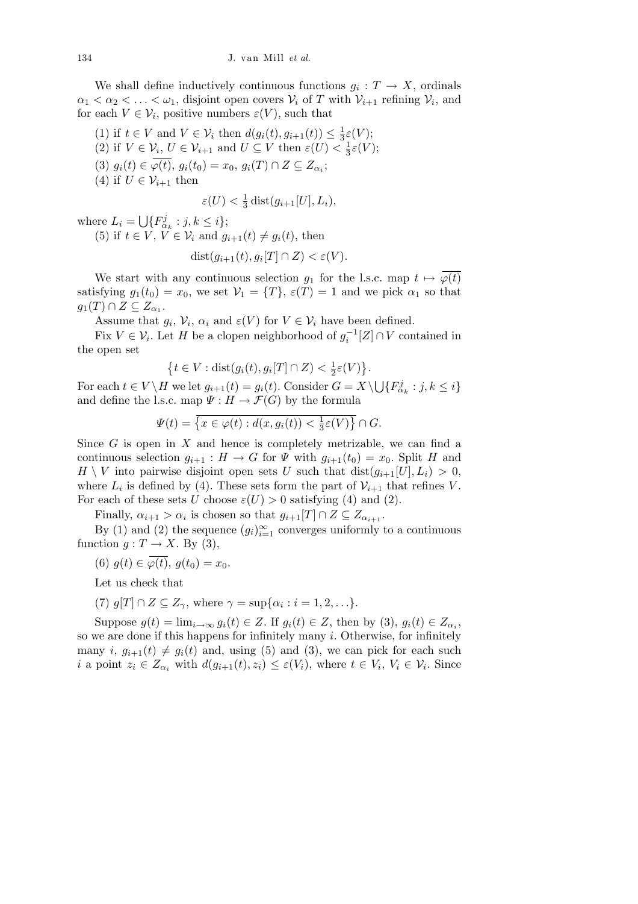We shall define inductively continuous functions $g_i : T \to X$, ordinals $\alpha_1 < \alpha_2 < \ldots < \omega_1$, disjoint open covers $\mathcal{V}_i$ of $T$ with $\mathcal{V}_{i+1}$ refining $\mathcal{V}_i$, and for each $V \in \mathcal{V}_i$, positive numbers $\varepsilon(V)$, such that

(1) if $t \in V$ and $V \in \mathcal{V}_i$ then $d(g_i(t), g_{i+1}(t)) \le \frac{1}{3}\varepsilon(V)$;

(2) if $V \in \mathcal{V}_i$, $U \in \mathcal{V}_{i+1}$ and $U \subseteq V$ then $\varepsilon(U) < \frac{1}{3}\varepsilon(V)$;

(3) $g_i(t) \in \overline{\varphi(t)}$, $g_i(t_0) = x_0$, $g_i(T) \cap Z \subseteq Z_{\alpha_i}$;

(4) if $U \in \mathcal{V}_{i+1}$ then

$$\varepsilon(U) < \tfrac{1}{3}\operatorname{dist}(g_{i+1}[U], L_i),$$

where $L_i = \bigcup\{F^j_{\alpha_k} : j, k \le i\}$;

(5) if $t \in V$, $V \in \mathcal{V}_i$ and $g_{i+1}(t) \ne g_i(t)$, then

$$\operatorname{dist}(g_{i+1}(t), g_i[T] \cap Z) < \varepsilon(V).$$

We start with any continuous selection $g_1$ for the l.s.c. map $t \mapsto \overline{\varphi(t)}$ satisfying $g_1(t_0) = x_0$, we set $\mathcal{V}_1 = \{T\}$, $\varepsilon(T) = 1$ and we pick $\alpha_1$ so that $g_1(T) \cap Z \subseteq Z_{\alpha_1}$.

Assume that $g_i$, $\mathcal{V}_i$, $\alpha_i$ and $\varepsilon(V)$ for $V \in \mathcal{V}_i$ have been defined.

Fix $V \in \mathcal{V}_i$. Let $H$ be a clopen neighborhood of $g_i^{-1}[Z] \cap V$ contained in the open set

$$\bigl\{t \in V : \operatorname{dist}(g_i(t), g_i[T] \cap Z) < \tfrac{1}{2}\varepsilon(V)\bigr\}.$$

For each $t \in V \setminus H$ we let $g_{i+1}(t) = g_i(t)$. Consider $G = X \setminus \bigcup\{F^j_{\alpha_k} : j, k \le i\}$ and define the l.s.c. map $\Psi : H \to \mathcal{F}(G)$ by the formula

$$\Psi(t) = \overline{\bigl\{x \in \varphi(t) : d(x, g_i(t)) < \tfrac{1}{3}\varepsilon(V)\bigr\}} \cap G.$$

Since $G$ is open in $X$ and hence is completely metrizable, we can find a continuous selection $g_{i+1} : H \to G$ for $\Psi$ with $g_{i+1}(t_0) = x_0$. Split $H$ and $H \setminus V$ into pairwise disjoint open sets $U$ such that $\operatorname{dist}(g_{i+1}[U], L_i) > 0$, where $L_i$ is defined by (4). These sets form the part of $\mathcal{V}_{i+1}$ that refines $V$. For each of these sets $U$ choose $\varepsilon(U) > 0$ satisfying (4) and (2).

Finally, $\alpha_{i+1} > \alpha_i$ is chosen so that $g_{i+1}[T] \cap Z \subseteq Z_{\alpha_{i+1}}$.

By (1) and (2) the sequence $(g_i)_{i=1}^\infty$ converges uniformly to a continuous function $g : T \to X$. By (3),

(6) $g(t) \in \overline{\varphi(t)}$, $g(t_0) = x_0$.

Let us check that

(7) $g[T] \cap Z \subseteq Z_\gamma$, where $\gamma = \sup\{\alpha_i : i = 1, 2, \ldots\}$.

Suppose $g(t) = \lim_{i\to\infty} g_i(t) \in Z$. If $g_i(t) \in Z$, then by (3), $g_i(t) \in Z_{\alpha_i}$, so we are done if this happens for infinitely many $i$. Otherwise, for infinitely many $i$, $g_{i+1}(t) \ne g_i(t)$ and, using (5) and (3), we can pick for each such $i$ a point $z_i \in Z_{\alpha_i}$ with $d(g_{i+1}(t), z_i) \le \varepsilon(V_i)$, where $t \in V_i$, $V_i \in \mathcal{V}_i$. Since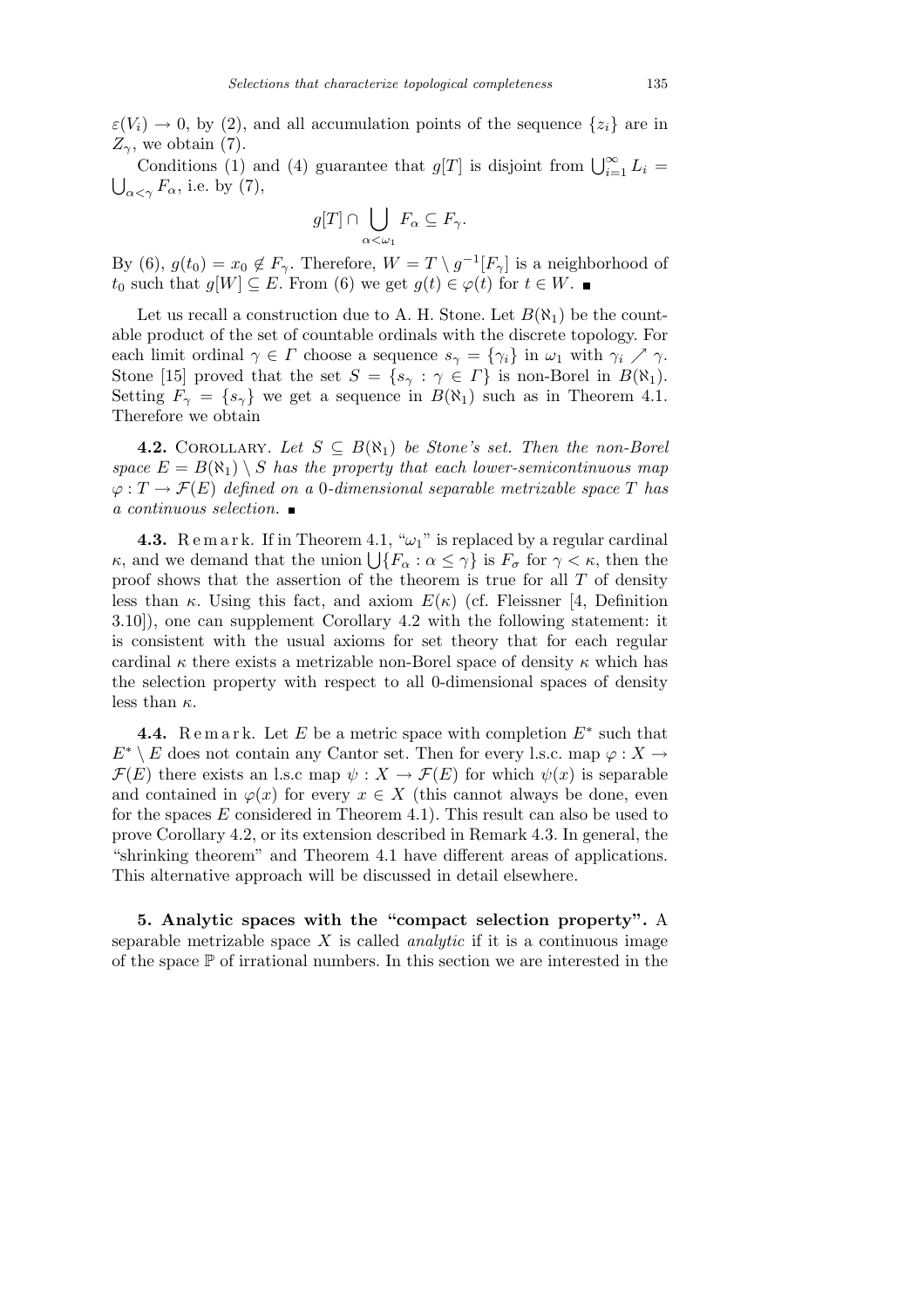$\varepsilon(V_i) \to 0$, by (2), and all accumulation points of the sequence $\{z_i\}$ are in $Z_\gamma$, we obtain (7).

Conditions (1) and (4) guarantee that $g[T]$ is disjoint from $\bigcup_{i=1}^{\infty} L_i = \bigcup_{\alpha<\gamma} F_\alpha$, i.e. by (7),

$$g[T] \cap \bigcup_{\alpha<\omega_1} F_\alpha \subseteq F_\gamma.$$

By (6), $g(t_0) = x_0 \notin F_\gamma$. Therefore, $W = T \setminus g^{-1}[F_\gamma]$ is a neighborhood of $t_0$ such that $g[W] \subseteq E$. From (6) we get $g(t) \in \varphi(t)$ for $t \in W$. ∎

Let us recall a construction due to A. H. Stone. Let $B(\aleph_1)$ be the countable product of the set of countable ordinals with the discrete topology. For each limit ordinal $\gamma \in \Gamma$ choose a sequence $s_\gamma = \{\gamma_i\}$ in $\omega_1$ with $\gamma_i \nearrow \gamma$. Stone [15] proved that the set $S = \{s_\gamma : \gamma \in \Gamma\}$ is non-Borel in $B(\aleph_1)$. Setting $F_\gamma = \{s_\gamma\}$ we get a sequence in $B(\aleph_1)$ such as in Theorem 4.1. Therefore we obtain

**4.2.** Corollary. *Let $S \subseteq B(\aleph_1)$ be Stone's set. Then the non-Borel space $E = B(\aleph_1) \setminus S$ has the property that each lower-semicontinuous map $\varphi : T \to \mathcal{F}(E)$ defined on a 0-dimensional separable metrizable space $T$ has a continuous selection.* ∎

**4.3.** Remark. If in Theorem 4.1, "$\omega_1$" is replaced by a regular cardinal $\kappa$, and we demand that the union $\bigcup\{F_\alpha : \alpha \le \gamma\}$ is $F_\sigma$ for $\gamma < \kappa$, then the proof shows that the assertion of the theorem is true for all $T$ of density less than $\kappa$. Using this fact, and axiom $E(\kappa)$ (cf. Fleissner [4, Definition 3.10]), one can supplement Corollary 4.2 with the following statement: it is consistent with the usual axioms for set theory that for each regular cardinal $\kappa$ there exists a metrizable non-Borel space of density $\kappa$ which has the selection property with respect to all 0-dimensional spaces of density less than $\kappa$.

**4.4.** Remark. Let $E$ be a metric space with completion $E^*$ such that $E^* \setminus E$ does not contain any Cantor set. Then for every l.s.c. map $\varphi : X \to \mathcal{F}(E)$ there exists an l.s.c map $\psi : X \to \mathcal{F}(E)$ for which $\psi(x)$ is separable and contained in $\varphi(x)$ for every $x \in X$ (this cannot always be done, even for the spaces $E$ considered in Theorem 4.1). This result can also be used to prove Corollary 4.2, or its extension described in Remark 4.3. In general, the "shrinking theorem" and Theorem 4.1 have different areas of applications. This alternative approach will be discussed in detail elsewhere.

**5. Analytic spaces with the "compact selection property".** A separable metrizable space $X$ is called *analytic* if it is a continuous image of the space $\mathbb{P}$ of irrational numbers. In this section we are interested in the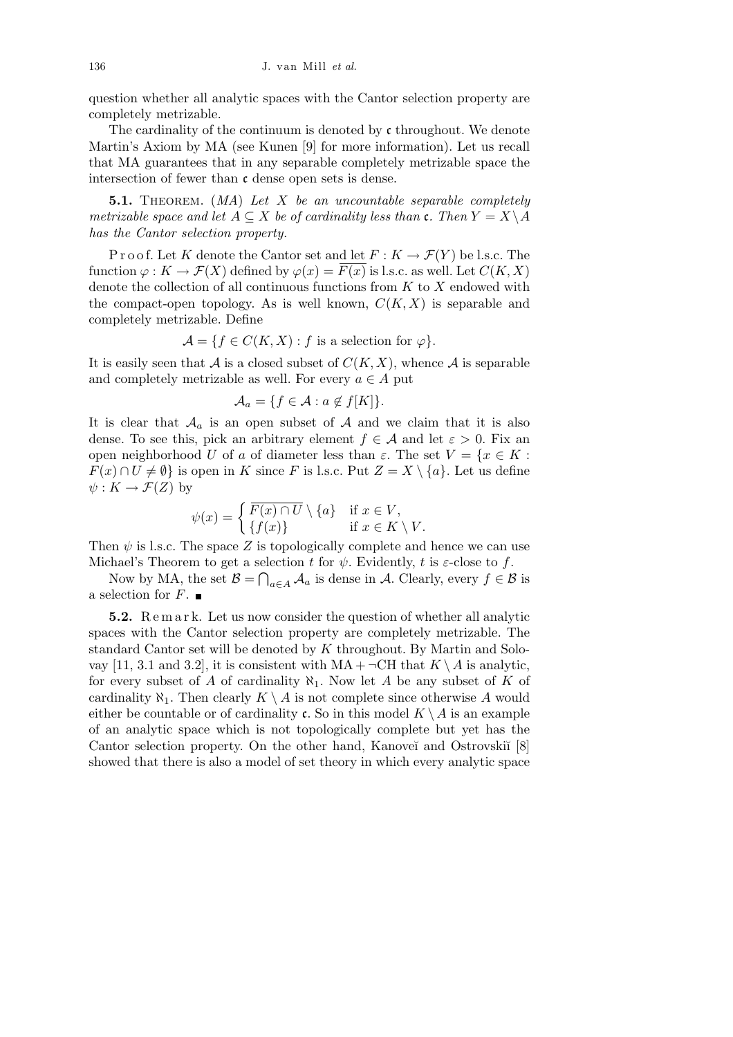question whether all analytic spaces with the Cantor selection property are completely metrizable.

The cardinality of the continuum is denoted by $\mathfrak{c}$ throughout. We denote Martin's Axiom by MA (see Kunen [9] for more information). Let us recall that MA guarantees that in any separable completely metrizable space the intersection of fewer than $\mathfrak{c}$ dense open sets is dense.

**5.1.** Theorem. (*MA*) *Let $X$ be an uncountable separable completely metrizable space and let $A \subseteq X$ be of cardinality less than $\mathfrak{c}$. Then $Y = X \setminus A$ has the Cantor selection property.*

Proof. Let $K$ denote the Cantor set and let $F : K \to \mathcal{F}(Y)$ be l.s.c. The function $\varphi : K \to \mathcal{F}(X)$ defined by $\varphi(x) = \overline{F(x)}$ is l.s.c. as well. Let $C(K, X)$ denote the collection of all continuous functions from $K$ to $X$ endowed with the compact-open topology. As is well known, $C(K, X)$ is separable and completely metrizable. Define

$$\mathcal{A} = \{f \in C(K, X) : f \text{ is a selection for } \varphi\}.$$

It is easily seen that $\mathcal{A}$ is a closed subset of $C(K, X)$, whence $\mathcal{A}$ is separable and completely metrizable as well. For every $a \in A$ put

$$\mathcal{A}_a = \{f \in \mathcal{A} : a \notin f[K]\}.$$

It is clear that $\mathcal{A}_a$ is an open subset of $\mathcal{A}$ and we claim that it is also dense. To see this, pick an arbitrary element $f \in \mathcal{A}$ and let $\varepsilon > 0$. Fix an open neighborhood $U$ of $a$ of diameter less than $\varepsilon$. The set $V = \{x \in K : F(x) \cap U \neq \emptyset\}$ is open in $K$ since $F$ is l.s.c. Put $Z = X \setminus \{a\}$. Let us define $\psi : K \to \mathcal{F}(Z)$ by

$$\psi(x) = \begin{cases} \overline{F(x) \cap U} \setminus \{a\} & \text{if } x \in V, \\ \{f(x)\} & \text{if } x \in K \setminus V. \end{cases}$$

Then $\psi$ is l.s.c. The space $Z$ is topologically complete and hence we can use Michael's Theorem to get a selection $t$ for $\psi$. Evidently, $t$ is $\varepsilon$-close to $f$.

Now by MA, the set $\mathcal{B} = \bigcap_{a \in A} \mathcal{A}_a$ is dense in $\mathcal{A}$. Clearly, every $f \in \mathcal{B}$ is a selection for $F$. ∎

**5.2.** Remark. Let us now consider the question of whether all analytic spaces with the Cantor selection property are completely metrizable. The standard Cantor set will be denoted by $K$ throughout. By Martin and Solovay [11, 3.1 and 3.2], it is consistent with MA + ¬CH that $K \setminus A$ is analytic, for every subset of $A$ of cardinality $\aleph_1$. Now let $A$ be any subset of $K$ of cardinality $\aleph_1$. Then clearly $K \setminus A$ is not complete since otherwise $A$ would either be countable or of cardinality $\mathfrak{c}$. So in this model $K \setminus A$ is an example of an analytic space which is not topologically complete but yet has the Cantor selection property. On the other hand, Kanoveĭ and Ostrovskiĭ [8] showed that there is also a model of set theory in which every analytic space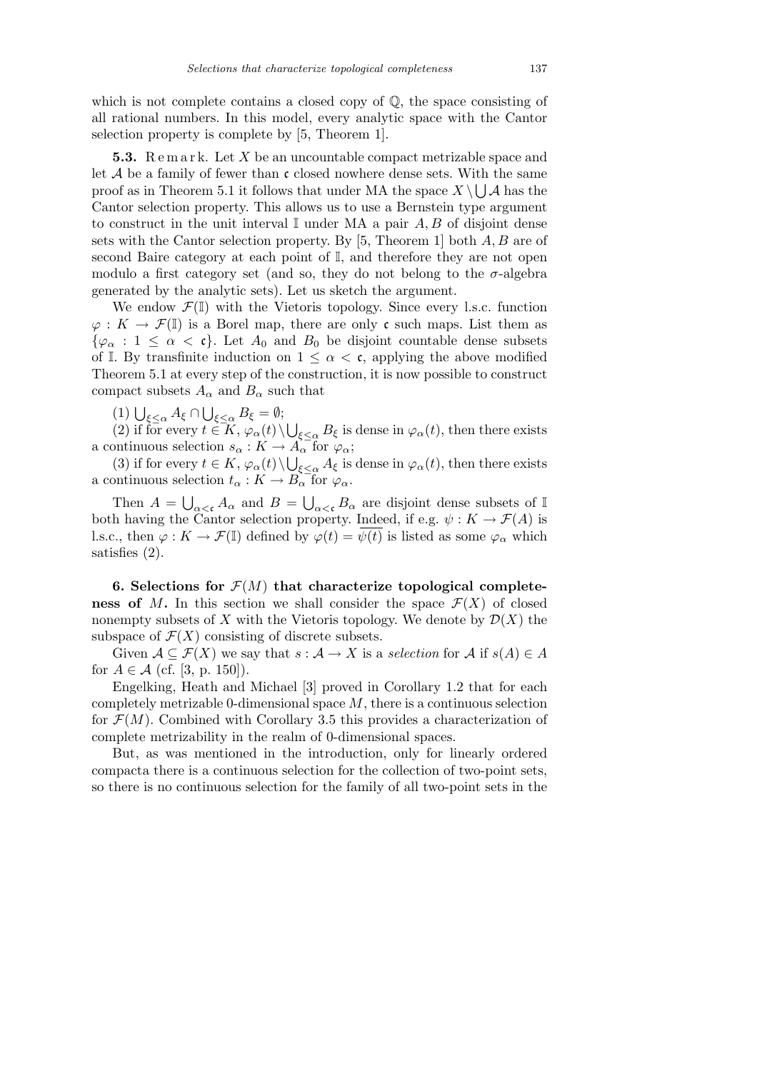which is not complete contains a closed copy of $\mathbb{Q}$, the space consisting of all rational numbers. In this model, every analytic space with the Cantor selection property is complete by [5, Theorem 1].

**5.3.** Remark. Let $X$ be an uncountable compact metrizable space and let $\mathcal{A}$ be a family of fewer than $\mathfrak{c}$ closed nowhere dense sets. With the same proof as in Theorem 5.1 it follows that under MA the space $X \setminus \bigcup \mathcal{A}$ has the Cantor selection property. This allows us to use a Bernstein type argument to construct in the unit interval $\mathbb{I}$ under MA a pair $A, B$ of disjoint dense sets with the Cantor selection property. By [5, Theorem 1] both $A, B$ are of second Baire category at each point of $\mathbb{I}$, and therefore they are not open modulo a first category set (and so, they do not belong to the $\sigma$-algebra generated by the analytic sets). Let us sketch the argument.

We endow $\mathcal{F}(\mathbb{I})$ with the Vietoris topology. Since every l.s.c. function $\varphi : K \to \mathcal{F}(\mathbb{I})$ is a Borel map, there are only $\mathfrak{c}$ such maps. List them as $\{\varphi_\alpha : 1 \leq \alpha < \mathfrak{c}\}$. Let $A_0$ and $B_0$ be disjoint countable dense subsets of $\mathbb{I}$. By transfinite induction on $1 \leq \alpha < \mathfrak{c}$, applying the above modified Theorem 5.1 at every step of the construction, it is now possible to construct compact subsets $A_\alpha$ and $B_\alpha$ such that

(1) $\bigcup_{\xi \leq \alpha} A_\xi \cap \bigcup_{\xi \leq \alpha} B_\xi = \emptyset$;

(2) if for every $t \in K$, $\varphi_\alpha(t) \setminus \bigcup_{\xi < \alpha} B_\xi$ is dense in $\varphi_\alpha(t)$, then there exists a continuous selection $s_\alpha : K \to A_\alpha$ for $\varphi_\alpha$;

(3) if for every $t \in K$, $\varphi_\alpha(t) \setminus \bigcup_{\xi < \alpha} A_\xi$ is dense in $\varphi_\alpha(t)$, then there exists a continuous selection $t_\alpha : K \to B_\alpha$ for $\varphi_\alpha$.

Then $A = \bigcup_{\alpha < \mathfrak{c}} A_\alpha$ and $B = \bigcup_{\alpha < \mathfrak{c}} B_\alpha$ are disjoint dense subsets of $\mathbb{I}$ both having the Cantor selection property. Indeed, if e.g. $\psi : K \to \mathcal{F}(A)$ is l.s.c., then $\varphi : K \to \mathcal{F}(\mathbb{I})$ defined by $\varphi(t) = \overline{\psi(t)}$ is listed as some $\varphi_\alpha$ which satisfies (2).

## 6. Selections for $\mathcal{F}(M)$ that characterize topological completeness of $M$.

In this section we shall consider the space $\mathcal{F}(X)$ of closed nonempty subsets of $X$ with the Vietoris topology. We denote by $\mathcal{D}(X)$ the subspace of $\mathcal{F}(X)$ consisting of discrete subsets.

Given $\mathcal{A} \subseteq \mathcal{F}(X)$ we say that $s : \mathcal{A} \to X$ is a *selection* for $\mathcal{A}$ if $s(A) \in A$ for $A \in \mathcal{A}$ (cf. [3, p. 150]).

Engelking, Heath and Michael [3] proved in Corollary 1.2 that for each completely metrizable 0-dimensional space $M$, there is a continuous selection for $\mathcal{F}(M)$. Combined with Corollary 3.5 this provides a characterization of complete metrizability in the realm of 0-dimensional spaces.

But, as was mentioned in the introduction, only for linearly ordered compacta there is a continuous selection for the collection of two-point sets, so there is no continuous selection for the family of all two-point sets in the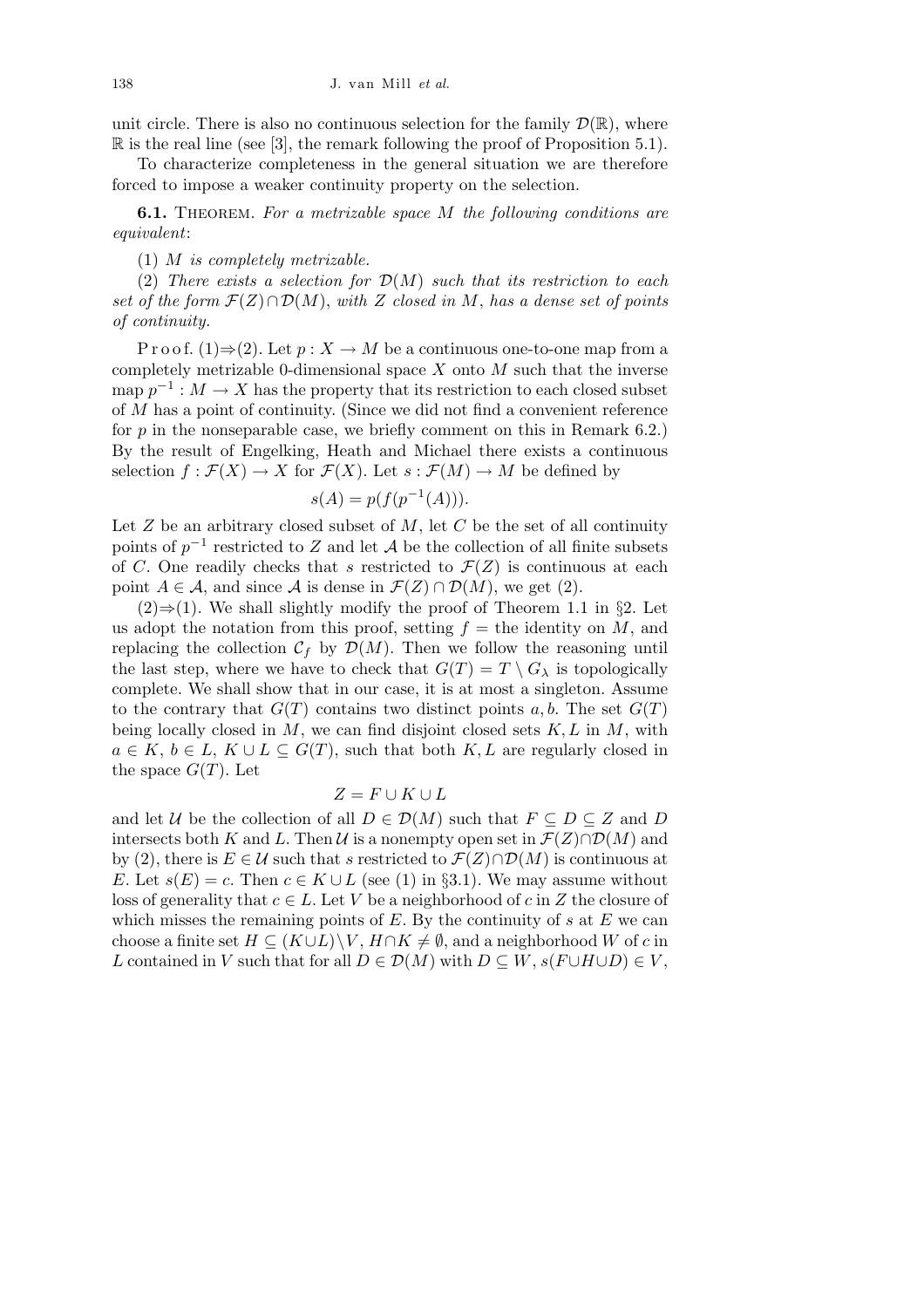unit circle. There is also no continuous selection for the family $\mathcal{D}(\mathbb{R})$, where $\mathbb{R}$ is the real line (see [3], the remark following the proof of Proposition 5.1).

To characterize completeness in the general situation we are therefore forced to impose a weaker continuity property on the selection.

**6.1.** Theorem. *For a metrizable space $M$ the following conditions are equivalent*:

(1) *$M$ is completely metrizable.*

(2) *There exists a selection for $\mathcal{D}(M)$ such that its restriction to each set of the form $\mathcal{F}(Z) \cap \mathcal{D}(M)$, with $Z$ closed in $M$, has a dense set of points of continuity.*

Proof. (1)⇒(2). Let $p : X \to M$ be a continuous one-to-one map from a completely metrizable 0-dimensional space $X$ onto $M$ such that the inverse map $p^{-1} : M \to X$ has the property that its restriction to each closed subset of $M$ has a point of continuity. (Since we did not find a convenient reference for $p$ in the nonseparable case, we briefly comment on this in Remark 6.2.) By the result of Engelking, Heath and Michael there exists a continuous selection $f : \mathcal{F}(X) \to X$ for $\mathcal{F}(X)$. Let $s : \mathcal{F}(M) \to M$ be defined by

$$s(A) = p(f(p^{-1}(A))).$$

Let $Z$ be an arbitrary closed subset of $M$, let $C$ be the set of all continuity points of $p^{-1}$ restricted to $Z$ and let $\mathcal{A}$ be the collection of all finite subsets of $C$. One readily checks that $s$ restricted to $\mathcal{F}(Z)$ is continuous at each point $A \in \mathcal{A}$, and since $\mathcal{A}$ is dense in $\mathcal{F}(Z) \cap \mathcal{D}(M)$, we get (2).

(2)⇒(1). We shall slightly modify the proof of Theorem 1.1 in §2. Let us adopt the notation from this proof, setting $f =$ the identity on $M$, and replacing the collection $\mathcal{C}_f$ by $\mathcal{D}(M)$. Then we follow the reasoning until the last step, where we have to check that $G(T) = T \setminus G_\lambda$ is topologically complete. We shall show that in our case, it is at most a singleton. Assume to the contrary that $G(T)$ contains two distinct points $a, b$. The set $G(T)$ being locally closed in $M$, we can find disjoint closed sets $K, L$ in $M$, with $a \in K$, $b \in L$, $K \cup L \subseteq G(T)$, such that both $K, L$ are regularly closed in the space $G(T)$. Let

$$Z = F \cup K \cup L$$

and let $\mathcal{U}$ be the collection of all $D \in \mathcal{D}(M)$ such that $F \subseteq D \subseteq Z$ and $D$ intersects both $K$ and $L$. Then $\mathcal{U}$ is a nonempty open set in $\mathcal{F}(Z) \cap \mathcal{D}(M)$ and by (2), there is $E \in \mathcal{U}$ such that $s$ restricted to $\mathcal{F}(Z) \cap \mathcal{D}(M)$ is continuous at $E$. Let $s(E) = c$. Then $c \in K \cup L$ (see (1) in §3.1). We may assume without loss of generality that $c \in L$. Let $V$ be a neighborhood of $c$ in $Z$ the closure of which misses the remaining points of $E$. By the continuity of $s$ at $E$ we can choose a finite set $H \subseteq (K \cup L) \setminus V$, $H \cap K \neq \emptyset$, and a neighborhood $W$ of $c$ in $L$ contained in $V$ such that for all $D \in \mathcal{D}(M)$ with $D \subseteq W$, $s(F \cup H \cup D) \in V$,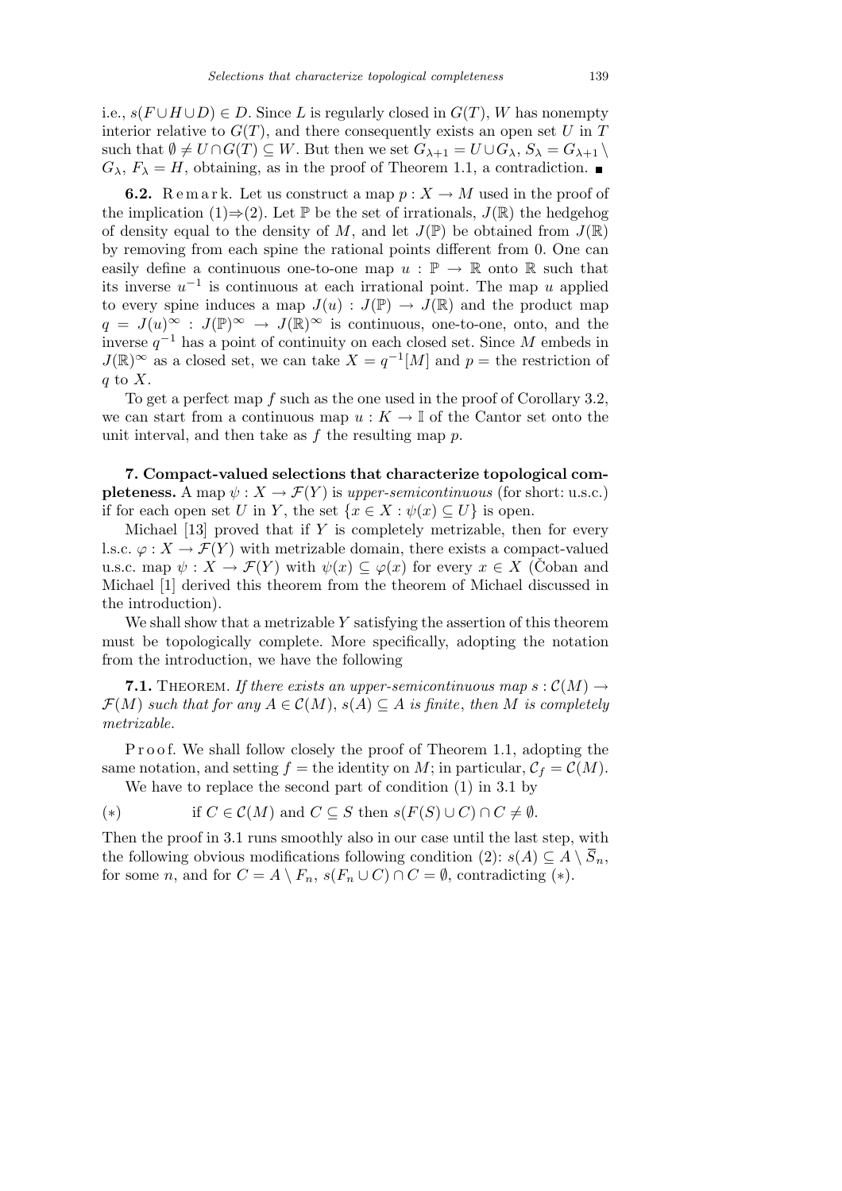i.e., $s(F \cup H \cup D) \in D$. Since $L$ is regularly closed in $G(T)$, $W$ has nonempty interior relative to $G(T)$, and there consequently exists an open set $U$ in $T$ such that $\emptyset \neq U \cap G(T) \subseteq W$. But then we set $G_{\lambda+1} = U \cup G_\lambda$, $S_\lambda = G_{\lambda+1} \setminus G_\lambda$, $F_\lambda = H$, obtaining, as in the proof of Theorem 1.1, a contradiction. ■

**6.2.** Remark. Let us construct a map $p : X \to M$ used in the proof of the implication (1)⇒(2). Let $\mathbb{P}$ be the set of irrationals, $J(\mathbb{R})$ the hedgehog of density equal to the density of $M$, and let $J(\mathbb{P})$ be obtained from $J(\mathbb{R})$ by removing from each spine the rational points different from 0. One can easily define a continuous one-to-one map $u : \mathbb{P} \to \mathbb{R}$ onto $\mathbb{R}$ such that its inverse $u^{-1}$ is continuous at each irrational point. The map $u$ applied to every spine induces a map $J(u) : J(\mathbb{P}) \to J(\mathbb{R})$ and the product map $q = J(u)^\infty : J(\mathbb{P})^\infty \to J(\mathbb{R})^\infty$ is continuous, one-to-one, onto, and the inverse $q^{-1}$ has a point of continuity on each closed set. Since $M$ embeds in $J(\mathbb{R})^\infty$ as a closed set, we can take $X = q^{-1}[M]$ and $p =$ the restriction of $q$ to $X$.

To get a perfect map $f$ such as the one used in the proof of Corollary 3.2, we can start from a continuous map $u : K \to \mathbb{I}$ of the Cantor set onto the unit interval, and then take as $f$ the resulting map $p$.

## 7. Compact-valued selections that characterize topological completeness.

A map $\psi : X \to \mathcal{F}(Y)$ is *upper-semicontinuous* (for short: u.s.c.) if for each open set $U$ in $Y$, the set $\{x \in X : \psi(x) \subseteq U\}$ is open.

Michael [13] proved that if $Y$ is completely metrizable, then for every l.s.c. $\varphi : X \to \mathcal{F}(Y)$ with metrizable domain, there exists a compact-valued u.s.c. map $\psi : X \to \mathcal{F}(Y)$ with $\psi(x) \subseteq \varphi(x)$ for every $x \in X$ (Čoban and Michael [1] derived this theorem from the theorem of Michael discussed in the introduction).

We shall show that a metrizable $Y$ satisfying the assertion of this theorem must be topologically complete. More specifically, adopting the notation from the introduction, we have the following

**7.1.** Theorem. *If there exists an upper-semicontinuous map $s : \mathcal{C}(M) \to \mathcal{F}(M)$ such that for any $A \in \mathcal{C}(M)$, $s(A) \subseteq A$ is finite, then $M$ is completely metrizable.*

Proof. We shall follow closely the proof of Theorem 1.1, adopting the same notation, and setting $f =$ the identity on $M$; in particular, $\mathcal{C}_f = \mathcal{C}(M)$.

We have to replace the second part of condition (1) in 3.1 by

$$(*) \qquad \text{if } C \in \mathcal{C}(M) \text{ and } C \subseteq S \text{ then } s(F(S) \cup C) \cap C \neq \emptyset.$$

Then the proof in 3.1 runs smoothly also in our case until the last step, with the following obvious modifications following condition (2): $s(A) \subseteq A \setminus \overline{S}_n$, for some $n$, and for $C = A \setminus F_n$, $s(F_n \cup C) \cap C = \emptyset$, contradicting $(*)$.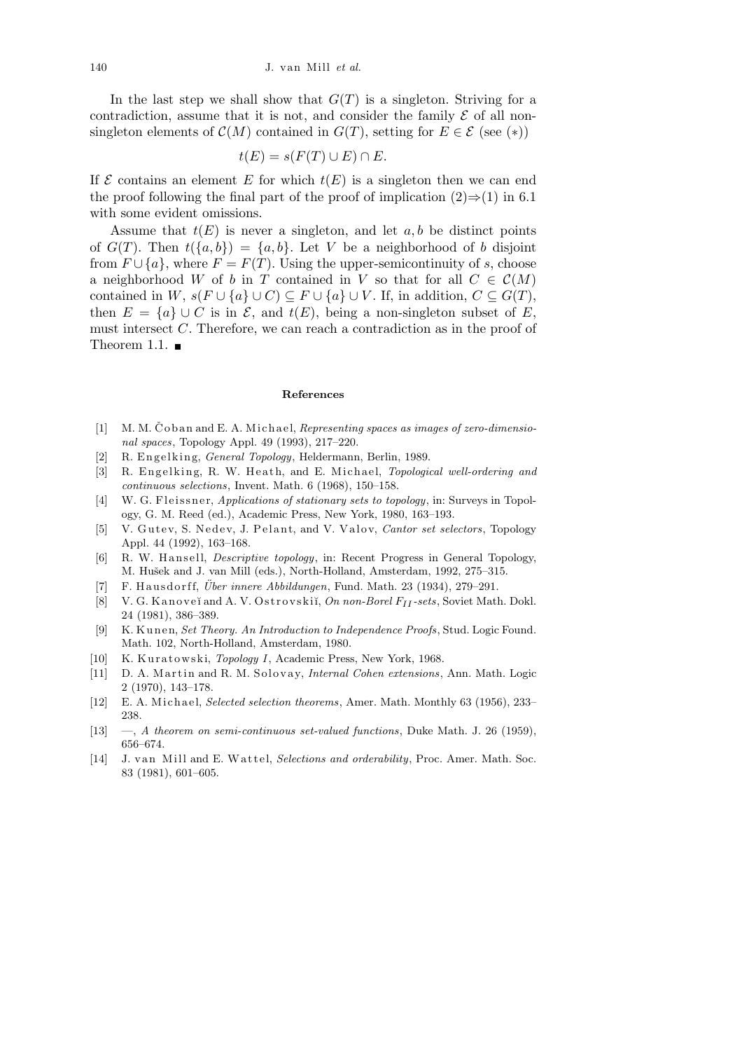In the last step we shall show that $G(T)$ is a singleton. Striving for a contradiction, assume that it is not, and consider the family $\mathcal{E}$ of all non-singleton elements of $\mathcal{C}(M)$ contained in $G(T)$, setting for $E \in \mathcal{E}$ (see $(*)$)

$$t(E) = s(F(T) \cup E) \cap E.$$

If $\mathcal{E}$ contains an element $E$ for which $t(E)$ is a singleton then we can end the proof following the final part of the proof of implication (2)$\Rightarrow$(1) in 6.1 with some evident omissions.

Assume that $t(E)$ is never a singleton, and let $a, b$ be distinct points of $G(T)$. Then $t(\{a, b\}) = \{a, b\}$. Let $V$ be a neighborhood of $b$ disjoint from $F \cup \{a\}$, where $F = F(T)$. Using the upper-semicontinuity of $s$, choose a neighborhood $W$ of $b$ in $T$ contained in $V$ so that for all $C \in \mathcal{C}(M)$ contained in $W$, $s(F \cup \{a\} \cup C) \subseteq F \cup \{a\} \cup V$. If, in addition, $C \subseteq G(T)$, then $E = \{a\} \cup C$ is in $\mathcal{E}$, and $t(E)$, being a non-singleton subset of $E$, must intersect $C$. Therefore, we can reach a contradiction as in the proof of Theorem 1.1. ∎

## References

[1] M. M. Čoban and E. A. Michael, *Representing spaces as images of zero-dimensional spaces*, Topology Appl. 49 (1993), 217–220.

[2] R. Engelking, *General Topology*, Heldermann, Berlin, 1989.

[3] R. Engelking, R. W. Heath, and E. Michael, *Topological well-ordering and continuous selections*, Invent. Math. 6 (1968), 150–158.

[4] W. G. Fleissner, *Applications of stationary sets to topology*, in: Surveys in Topology, G. M. Reed (ed.), Academic Press, New York, 1980, 163–193.

[5] V. Gutev, S. Nedev, J. Pelant, and V. Valov, *Cantor set selectors*, Topology Appl. 44 (1992), 163–168.

[6] R. W. Hansell, *Descriptive topology*, in: Recent Progress in General Topology, M. Hušek and J. van Mill (eds.), North-Holland, Amsterdam, 1992, 275–315.

[7] F. Hausdorff, *Über innere Abbildungen*, Fund. Math. 23 (1934), 279–291.

[8] V. G. Kanoveĭ and A. V. Ostrovskiĭ, *On non-Borel $F_{II}$-sets*, Soviet Math. Dokl. 24 (1981), 386–389.

[9] K. Kunen, *Set Theory. An Introduction to Independence Proofs*, Stud. Logic Found. Math. 102, North-Holland, Amsterdam, 1980.

[10] K. Kuratowski, *Topology I*, Academic Press, New York, 1968.

[11] D. A. Martin and R. M. Solovay, *Internal Cohen extensions*, Ann. Math. Logic 2 (1970), 143–178.

[12] E. A. Michael, *Selected selection theorems*, Amer. Math. Monthly 63 (1956), 233–238.

[13] —, *A theorem on semi-continuous set-valued functions*, Duke Math. J. 26 (1959), 656–674.

[14] J. van Mill and E. Wattel, *Selections and orderability*, Proc. Amer. Math. Soc. 83 (1981), 601–605.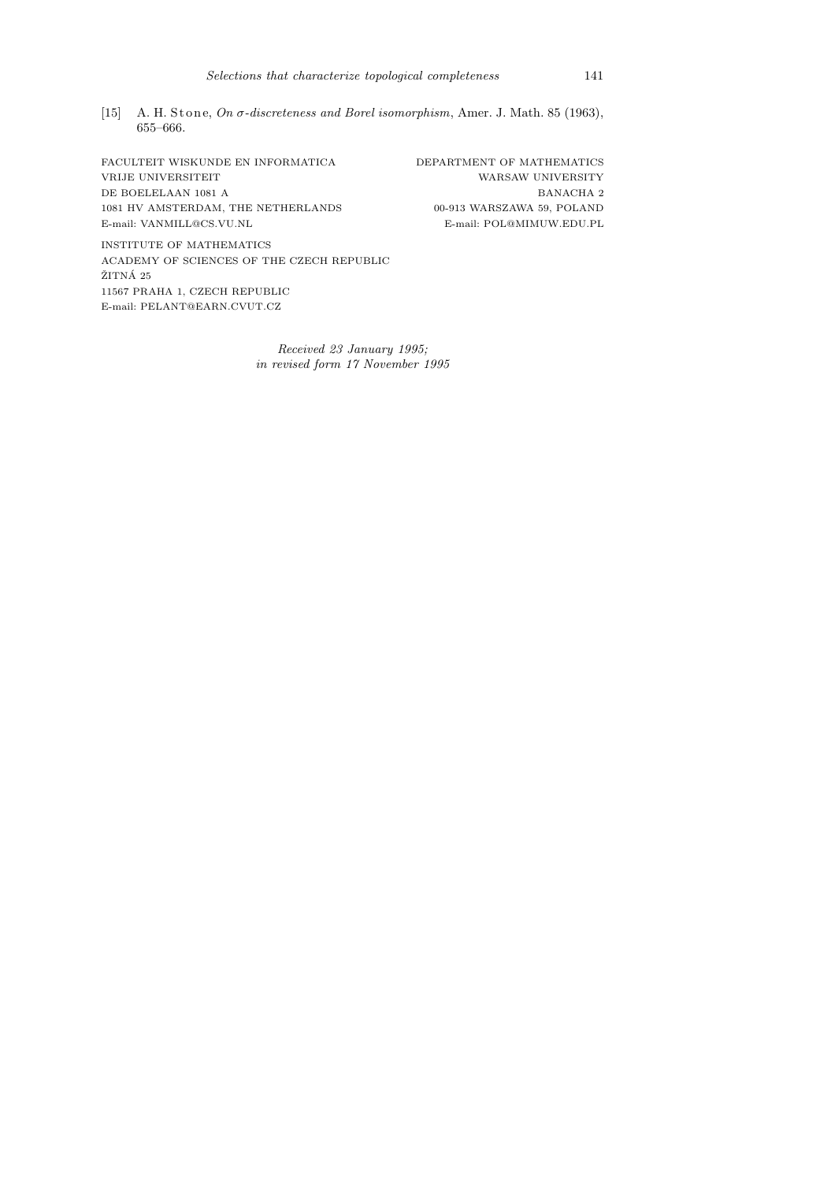[15] A. H. Stone, *On σ-discreteness and Borel isomorphism*, Amer. J. Math. 85 (1963), 655–666.

FACULTEIT WISKUNDE EN INFORMATICA
VRIJE UNIVERSITEIT
DE BOELELAAN 1081 A
1081 HV AMSTERDAM, THE NETHERLANDS
E-mail: VANMILL@CS.VU.NL

DEPARTMENT OF MATHEMATICS
WARSAW UNIVERSITY
BANACHA 2
00-913 WARSZAWA 59, POLAND
E-mail: POL@MIMUW.EDU.PL

INSTITUTE OF MATHEMATICS
ACADEMY OF SCIENCES OF THE CZECH REPUBLIC
ŽITNÁ 25
11567 PRAHA 1, CZECH REPUBLIC
E-mail: PELANT@EARN.CVUT.CZ

*Received 23 January 1995;*
*in revised form 17 November 1995*